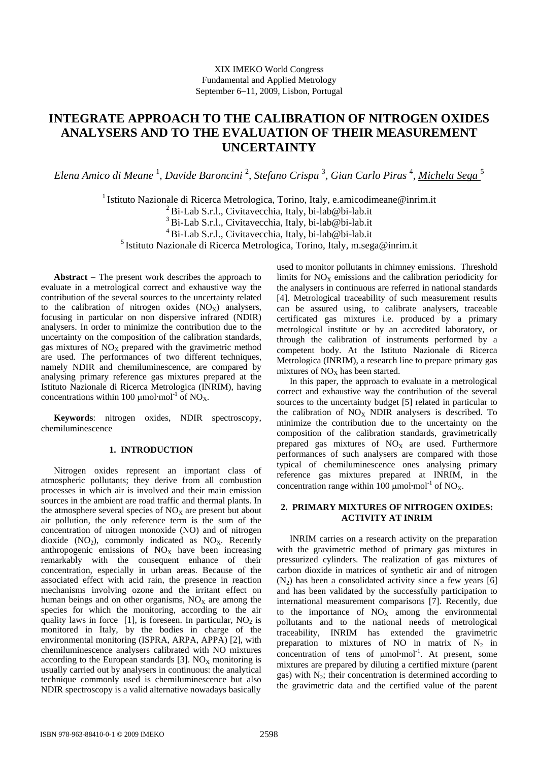XIX IMEKO World Congress
Fundamental and Applied Metrology
September 6−11, 2009, Lisbon, Portugal

# INTEGRATE APPROACH TO THE CALIBRATION OF NITROGEN OXIDES ANALYSERS AND TO THE EVALUATION OF THEIR MEASUREMENT UNCERTAINTY

*Elena Amico di Meane* [1], *Davide Baroncini* [2], *Stefano Crispu* [3], *Gian Carlo Piras* [4], *Michela Sega* [5]

[1] Istituto Nazionale di Ricerca Metrologica, Torino, Italy, e.amicodimeane@inrim.it
[2] Bi-Lab S.r.l., Civitavecchia, Italy, bi-lab@bi-lab.it
[3] Bi-Lab S.r.l., Civitavecchia, Italy, bi-lab@bi-lab.it
[4] Bi-Lab S.r.l., Civitavecchia, Italy, bi-lab@bi-lab.it
[5] Istituto Nazionale di Ricerca Metrologica, Torino, Italy, m.sega@inrim.it

**Abstract** − The present work describes the approach to evaluate in a metrological correct and exhaustive way the contribution of the several sources to the uncertainty related to the calibration of nitrogen oxides ($NO_X$) analysers, focusing in particular on non dispersive infrared (NDIR) analysers. In order to minimize the contribution due to the uncertainty on the composition of the calibration standards, gas mixtures of $NO_X$ prepared with the gravimetric method are used. The performances of two different techniques, namely NDIR and chemiluminescence, are compared by analysing primary reference gas mixtures prepared at the Istituto Nazionale di Ricerca Metrologica (INRIM), having concentrations within 100 μmol·mol$^{-1}$ of $NO_X$.

**Keywords**: nitrogen oxides, NDIR spectroscopy, chemiluminescence

## 1. INTRODUCTION

Nitrogen oxides represent an important class of atmospheric pollutants; they derive from all combustion processes in which air is involved and their main emission sources in the ambient are road traffic and thermal plants. In the atmosphere several species of $NO_X$ are present but about air pollution, the only reference term is the sum of the concentration of nitrogen monoxide (NO) and of nitrogen dioxide ($NO_2$), commonly indicated as $NO_X$. Recently anthropogenic emissions of $NO_X$ have been increasing remarkably with the consequent enhance of their concentration, especially in urban areas. Because of the associated effect with acid rain, the presence in reaction mechanisms involving ozone and the irritant effect on human beings and on other organisms, $NO_X$ are among the species for which the monitoring, according to the air quality laws in force [1], is foreseen. In particular, $NO_2$ is monitored in Italy, by the bodies in charge of the environmental monitoring (ISPRA, ARPA, APPA) [2], with chemiluminescence analysers calibrated with NO mixtures according to the European standards [3]. $NO_X$ monitoring is usually carried out by analysers in continuous: the analytical technique commonly used is chemiluminescence but also NDIR spectroscopy is a valid alternative nowadays basically used to monitor pollutants in chimney emissions. Threshold limits for $NO_X$ emissions and the calibration periodicity for the analysers in continuous are referred in national standards [4]. Metrological traceability of such measurement results can be assured using, to calibrate analysers, traceable certificated gas mixtures i.e. produced by a primary metrological institute or by an accredited laboratory, or through the calibration of instruments performed by a competent body. At the Istituto Nazionale di Ricerca Metrologica (INRIM), a research line to prepare primary gas mixtures of $NO_X$ has been started.

In this paper, the approach to evaluate in a metrological correct and exhaustive way the contribution of the several sources to the uncertainty budget [5] related in particular to the calibration of $NO_X$ NDIR analysers is described. To minimize the contribution due to the uncertainty on the composition of the calibration standards, gravimetrically prepared gas mixtures of $NO_X$ are used. Furthermore performances of such analysers are compared with those typical of chemiluminescence ones analysing primary reference gas mixtures prepared at INRIM, in the concentration range within 100 μmol·mol$^{-1}$ of $NO_X$.

## 2. PRIMARY MIXTURES OF NITROGEN OXIDES: ACTIVITY AT INRIM

INRIM carries on a research activity on the preparation with the gravimetric method of primary gas mixtures in pressurized cylinders. The realization of gas mixtures of carbon dioxide in matrices of synthetic air and of nitrogen ($N_2$) has been a consolidated activity since a few years [6] and has been validated by the successfully participation to international measurement comparisons [7]. Recently, due to the importance of $NO_X$ among the environmental pollutants and to the national needs of metrological traceability, INRIM has extended the gravimetric preparation to mixtures of NO in matrix of $N_2$ in concentration of tens of μmol·mol$^{-1}$. At present, some mixtures are prepared by diluting a certified mixture (parent gas) with $N_2$; their concentration is determined according to the gravimetric data and the certified value of the parent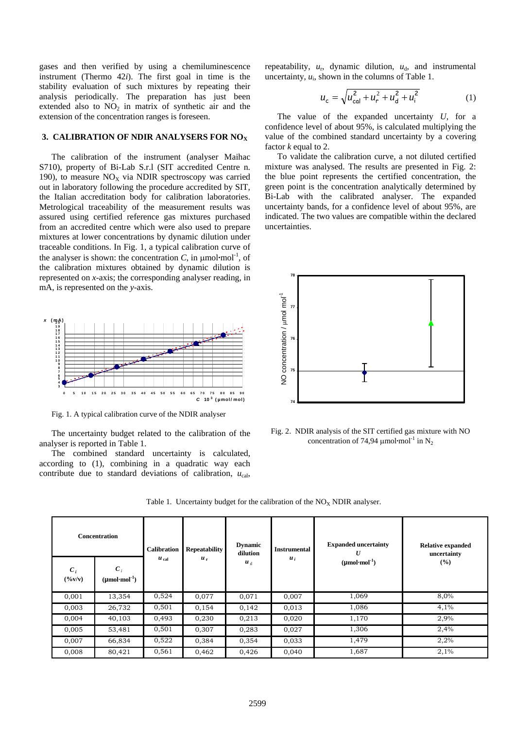gases and then verified by using a chemiluminescence instrument (Thermo 42*i*). The first goal in time is the stability evaluation of such mixtures by repeating their analysis periodically. The preparation has just been extended also to $NO_2$ in matrix of synthetic air and the extension of the concentration ranges is foreseen.

## 3. CALIBRATION OF NDIR ANALYSERS FOR $NO_X$

The calibration of the instrument (analyser Maihac S710), property of Bi-Lab S.r.l (SIT accredited Centre n. 190), to measure $NO_X$ via NDIR spectroscopy was carried out in laboratory following the procedure accredited by SIT, the Italian accreditation body for calibration laboratories. Metrological traceability of the measurement results was assured using certified reference gas mixtures purchased from an accredited centre which were also used to prepare mixtures at lower concentrations by dynamic dilution under traceable conditions. In Fig. 1, a typical calibration curve of the analyser is shown: the concentration $C$, in μmol·mol$^{-1}$, of the calibration mixtures obtained by dynamic dilution is represented on *x*-axis; the corresponding analyser reading, in mA, is represented on the *y*-axis.

Fig. 1. A typical calibration curve of the NDIR analyser

The uncertainty budget related to the calibration of the analyser is reported in Table 1.

The combined standard uncertainty is calculated, according to (1), combining in a quadratic way each contribute due to standard deviations of calibration, $u_{cal}$, repeatability, $u_r$, dynamic dilution, $u_d$, and instrumental uncertainty, $u_i$, shown in the columns of Table 1.

$$u_c = \sqrt{u_{cal}^2 + u_r^2 + u_d^2 + u_i^2} \tag{1}$$

The value of the expanded uncertainty $U$, for a confidence level of about 95%, is calculated multiplying the value of the combined standard uncertainty by a covering factor $k$ equal to 2.

To validate the calibration curve, a not diluted certified mixture was analysed. The results are presented in Fig. 2: the blue point represents the certified concentration, the green point is the concentration analytically determined by Bi-Lab with the calibrated analyser. The expanded uncertainty bands, for a confidence level of about 95%, are indicated. The two values are compatible within the declared uncertainties.

Fig. 2. NDIR analysis of the SIT certified gas mixture with NO concentration of 74,94 μmol·mol$^{-1}$ in $N_2$

Table 1. Uncertainty budget for the calibration of the $NO_X$ NDIR analyser.

| Concentration | | Calibration | Repeatability | Dynamic dilution | Instrumental | Expanded uncertainty | Relative expanded uncertainty |
|---|---|---|---|---|---|---|---|
| $C_i$ (%v/v) | $C_i$ (μmol·mol$^{-1}$) | $u_{cal}$ | $u_r$ | $u_d$ | $u_i$ | $U$ (μmol·mol$^{-1}$) | (%) |
| 0,001 | 13,354 | 0,524 | 0,077 | 0,071 | 0,007 | 1,069 | 8,0% |
| 0,003 | 26,732 | 0,501 | 0,154 | 0,142 | 0,013 | 1,086 | 4,1% |
| 0,004 | 40,103 | 0,493 | 0,230 | 0,213 | 0,020 | 1,170 | 2,9% |
| 0,005 | 53,481 | 0,501 | 0,307 | 0,283 | 0,027 | 1,306 | 2,4% |
| 0,007 | 66,834 | 0,522 | 0,384 | 0,354 | 0,033 | 1,479 | 2,2% |
| 0,008 | 80,421 | 0,561 | 0,462 | 0,426 | 0,040 | 1,687 | 2,1% |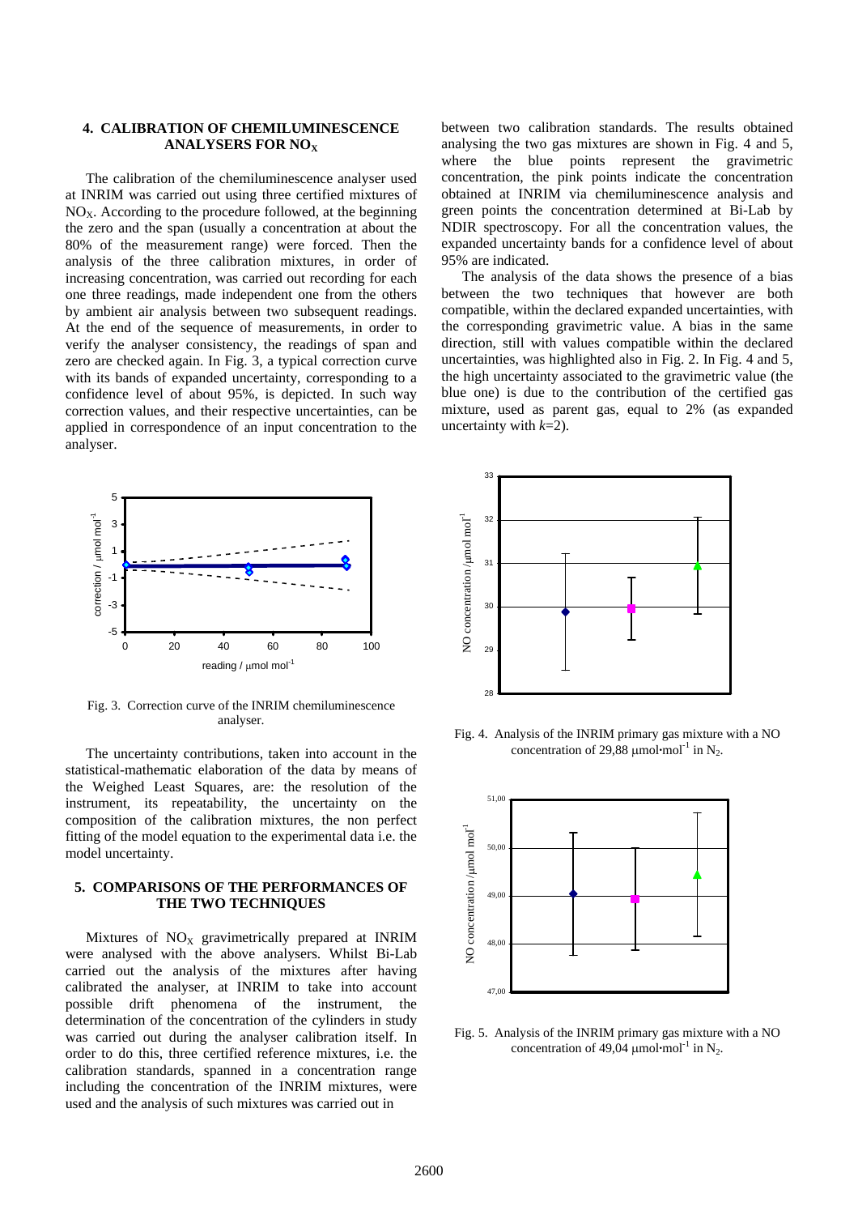## 4. CALIBRATION OF CHEMILUMINESCENCE ANALYSERS FOR $NO_X$

The calibration of the chemiluminescence analyser used at INRIM was carried out using three certified mixtures of $NO_X$. According to the procedure followed, at the beginning the zero and the span (usually a concentration at about the 80% of the measurement range) were forced. Then the analysis of the three calibration mixtures, in order of increasing concentration, was carried out recording for each one three readings, made independent one from the others by ambient air analysis between two subsequent readings. At the end of the sequence of measurements, in order to verify the analyser consistency, the readings of span and zero are checked again. In Fig. 3, a typical correction curve with its bands of expanded uncertainty, corresponding to a confidence level of about 95%, is depicted. In such way correction values, and their respective uncertainties, can be applied in correspondence of an input concentration to the analyser.

Fig. 3. Correction curve of the INRIM chemiluminescence analyser.

The uncertainty contributions, taken into account in the statistical-mathematic elaboration of the data by means of the Weighed Least Squares, are: the resolution of the instrument, its repeatability, the uncertainty on the composition of the calibration mixtures, the non perfect fitting of the model equation to the experimental data i.e. the model uncertainty.

## 5. COMPARISONS OF THE PERFORMANCES OF THE TWO TECHNIQUES

Mixtures of $NO_X$ gravimetrically prepared at INRIM were analysed with the above analysers. Whilst Bi-Lab carried out the analysis of the mixtures after having calibrated the analyser, at INRIM to take into account possible drift phenomena of the instrument, the determination of the concentration of the cylinders in study was carried out during the analyser calibration itself. In order to do this, three certified reference mixtures, i.e. the calibration standards, spanned in a concentration range including the concentration of the INRIM mixtures, were used and the analysis of such mixtures was carried out in between two calibration standards. The results obtained analysing the two gas mixtures are shown in Fig. 4 and 5, where the blue points represent the gravimetric concentration, the pink points indicate the concentration obtained at INRIM via chemiluminescence analysis and green points the concentration determined at Bi-Lab by NDIR spectroscopy. For all the concentration values, the expanded uncertainty bands for a confidence level of about 95% are indicated.

The analysis of the data shows the presence of a bias between the two techniques that however are both compatible, within the declared expanded uncertainties, with the corresponding gravimetric value. A bias in the same direction, still with values compatible within the declared uncertainties, was highlighted also in Fig. 2. In Fig. 4 and 5, the high uncertainty associated to the gravimetric value (the blue one) is due to the contribution of the certified gas mixture, used as parent gas, equal to 2% (as expanded uncertainty with *k*=2).

Fig. 4. Analysis of the INRIM primary gas mixture with a NO concentration of 29,88 $\mu mol \cdot mol^{-1}$ in $N_2$.

Fig. 5. Analysis of the INRIM primary gas mixture with a NO concentration of 49,04 $\mu mol \cdot mol^{-1}$ in $N_2$.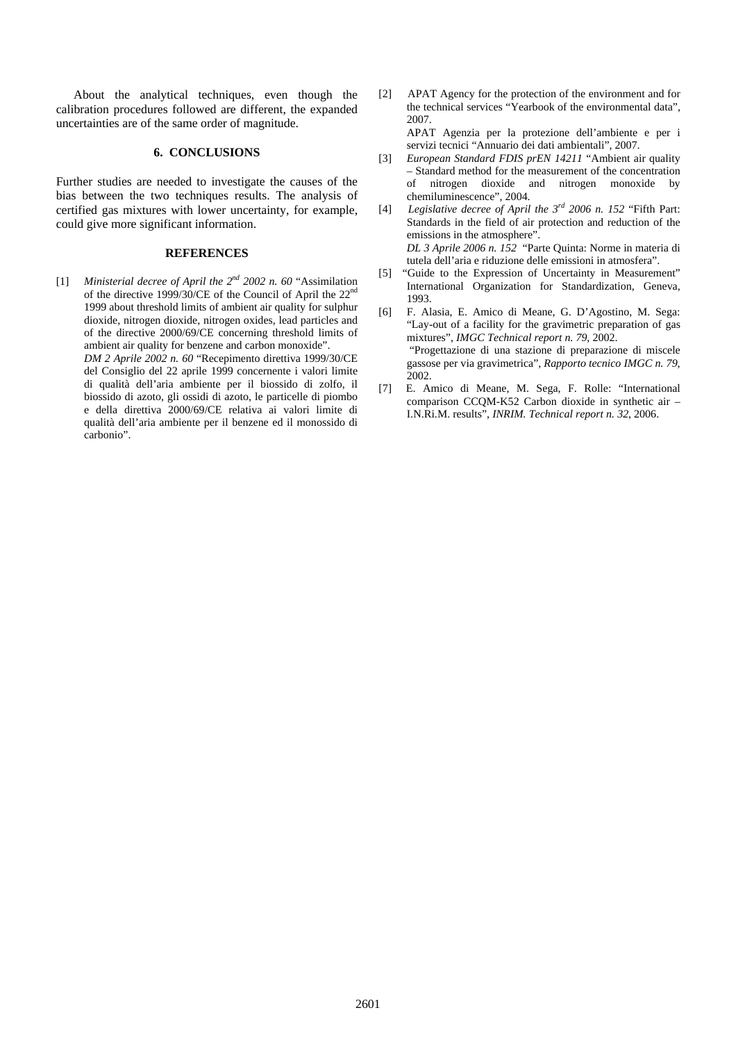About the analytical techniques, even though the calibration procedures followed are different, the expanded uncertainties are of the same order of magnitude.

## 6. CONCLUSIONS

Further studies are needed to investigate the causes of the bias between the two techniques results. The analysis of certified gas mixtures with lower uncertainty, for example, could give more significant information.

## REFERENCES

[1] *Ministerial decree of April the 2nd 2002 n. 60* "Assimilation of the directive 1999/30/CE of the Council of April the 22nd 1999 about threshold limits of ambient air quality for sulphur dioxide, nitrogen dioxide, nitrogen oxides, lead particles and of the directive 2000/69/CE concerning threshold limits of ambient air quality for benzene and carbon monoxide".
*DM 2 Aprile 2002 n. 60* "Recepimento direttiva 1999/30/CE del Consiglio del 22 aprile 1999 concernente i valori limite di qualità dell'aria ambiente per il biossido di zolfo, il biossido di azoto, gli ossidi di azoto, le particelle di piombo e della direttiva 2000/69/CE relativa ai valori limite di qualità dell'aria ambiente per il benzene ed il monossido di carbonio".

[2] APAT Agency for the protection of the environment and for the technical services "Yearbook of the environmental data", 2007.
APAT Agenzia per la protezione dell'ambiente e per i servizi tecnici "Annuario dei dati ambientali", 2007.

[3] *European Standard FDIS prEN 14211* "Ambient air quality – Standard method for the measurement of the concentration of nitrogen dioxide and nitrogen monoxide by chemiluminescence", 2004.

[4] *Legislative decree of April the 3rd 2006 n. 152* "Fifth Part: Standards in the field of air protection and reduction of the emissions in the atmosphere".
*DL 3 Aprile 2006 n. 152* "Parte Quinta: Norme in materia di tutela dell'aria e riduzione delle emissioni in atmosfera".

[5] "Guide to the Expression of Uncertainty in Measurement" International Organization for Standardization, Geneva, 1993.

[6] F. Alasia, E. Amico di Meane, G. D'Agostino, M. Sega: "Lay-out of a facility for the gravimetric preparation of gas mixtures", *IMGC Technical report n. 79*, 2002.
"Progettazione di una stazione di preparazione di miscele gassose per via gravimetrica", *Rapporto tecnico IMGC n. 79*, 2002.

[7] E. Amico di Meane, M. Sega, F. Rolle: "International comparison CCQM-K52 Carbon dioxide in synthetic air – I.N.Ri.M. results", *INRIM. Technical report n. 32*, 2006.